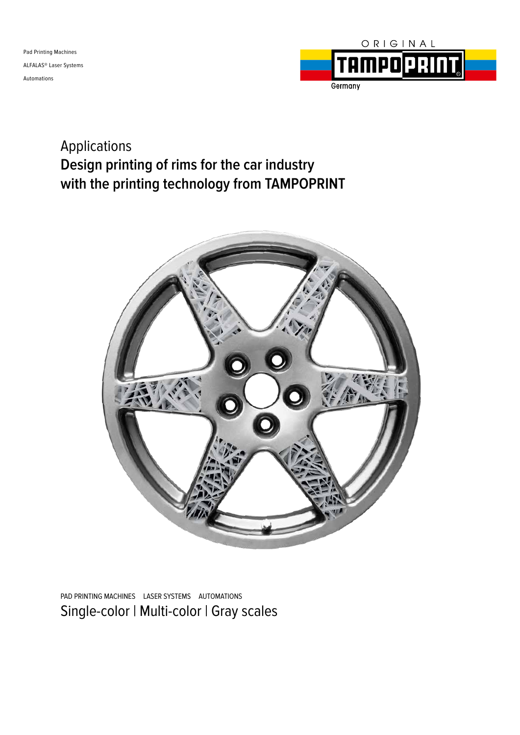Pad Printing Machines

ALFALAS® Laser Systems

Automations

ORIGINAL TAMPOPRINT Germany

# Applications
## Design printing of rims for the car industry with the printing technology from TAMPOPRINT

PAD PRINTING MACHINES LASER SYSTEMS AUTOMATIONS

Single-color | Multi-color | Gray scales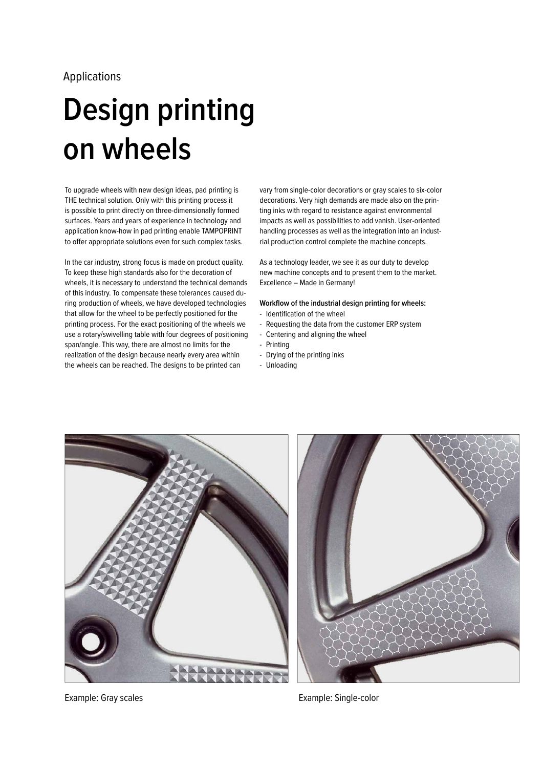Applications

# Design printing on wheels

To upgrade wheels with new design ideas, pad printing is THE technical solution. Only with this printing process it is possible to print directly on three-dimensionally formed surfaces. Years and years of experience in technology and application know-how in pad printing enable TAMPOPRINT to offer appropriate solutions even for such complex tasks.

In the car industry, strong focus is made on product quality. To keep these high standards also for the decoration of wheels, it is necessary to understand the technical demands of this industry. To compensate these tolerances caused during production of wheels, we have developed technologies that allow for the wheel to be perfectly positioned for the printing process. For the exact positioning of the wheels we use a rotary/swivelling table with four degrees of positioning span/angle. This way, there are almost no limits for the realization of the design because nearly every area within the wheels can be reached. The designs to be printed can vary from single-color decorations or gray scales to six-color decorations. Very high demands are made also on the printing inks with regard to resistance against environmental impacts as well as possibilities to add vanish. User-oriented handling processes as well as the integration into an industrial production control complete the machine concepts.

As a technology leader, we see it as our duty to develop new machine concepts and to present them to the market. Excellence – Made in Germany!

**Workflow of the industrial design printing for wheels:**

- Identification of the wheel
- Requesting the data from the customer ERP system
- Centering and aligning the wheel
- Printing
- Drying of the printing inks
- Unloading

Example: Gray scales

Example: Single-color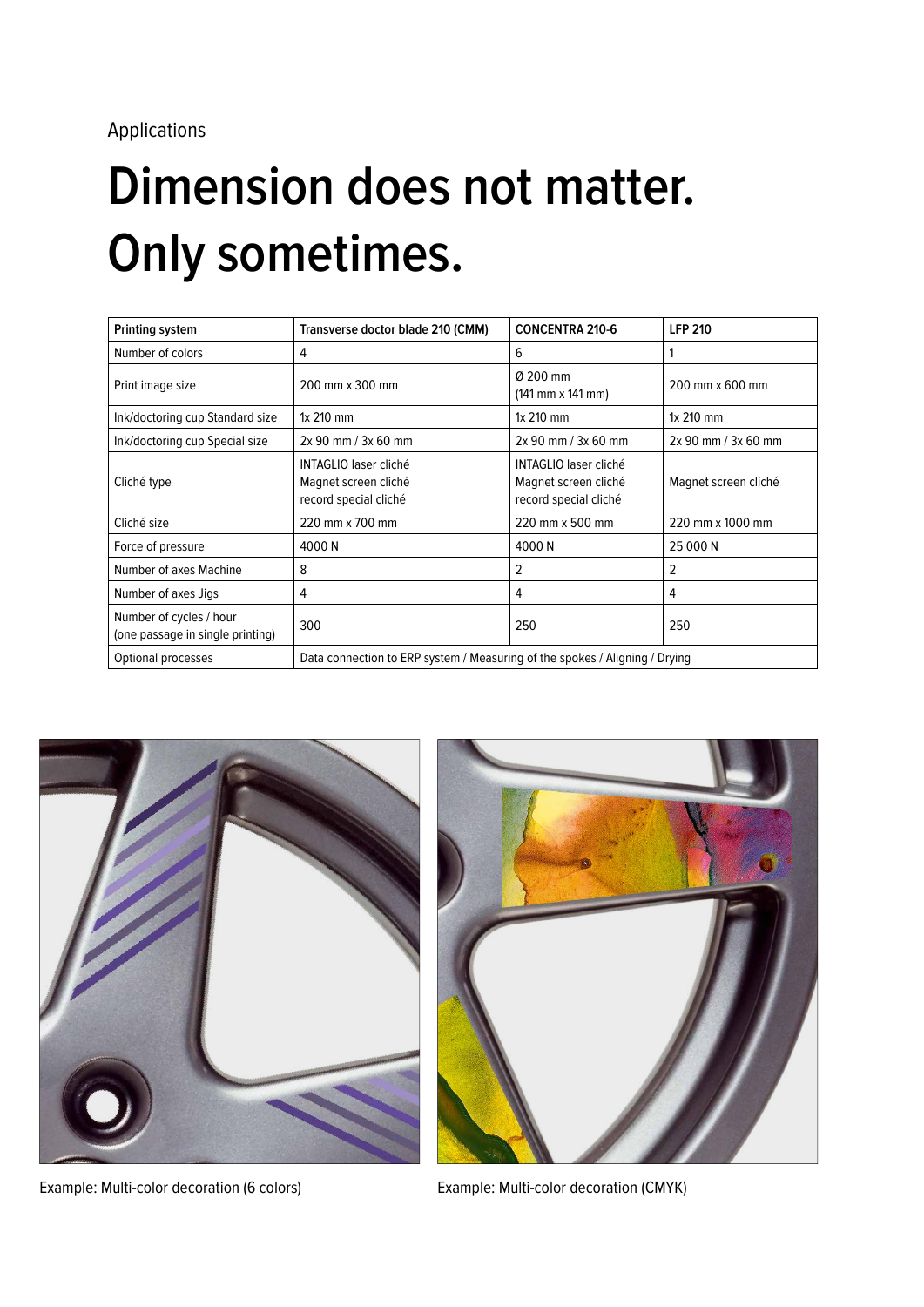Applications

# Dimension does not matter. Only sometimes.

| Printing system | Transverse doctor blade 210 (CMM) | CONCENTRA 210-6 | LFP 210 |
|---|---|---|---|
| Number of colors | 4 | 6 | 1 |
| Print image size | 200 mm x 300 mm | Ø 200 mm (141 mm x 141 mm) | 200 mm x 600 mm |
| Ink/doctoring cup Standard size | 1x 210 mm | 1x 210 mm | 1x 210 mm |
| Ink/doctoring cup Special size | 2x 90 mm / 3x 60 mm | 2x 90 mm / 3x 60 mm | 2x 90 mm / 3x 60 mm |
| Cliché type | INTAGLIO laser cliché<br>Magnet screen cliché<br>record special cliché | INTAGLIO laser cliché<br>Magnet screen cliché<br>record special cliché | Magnet screen cliché |
| Cliché size | 220 mm x 700 mm | 220 mm x 500 mm | 220 mm x 1000 mm |
| Force of pressure | 4000 N | 4000 N | 25 000 N |
| Number of axes Machine | 8 | 2 | 2 |
| Number of axes Jigs | 4 | 4 | 4 |
| Number of cycles / hour (one passage in single printing) | 300 | 250 | 250 |
| Optional processes | Data connection to ERP system / Measuring of the spokes / Aligning / Drying | | |

Example: Multi-color decoration (6 colors)

Example: Multi-color decoration (CMYK)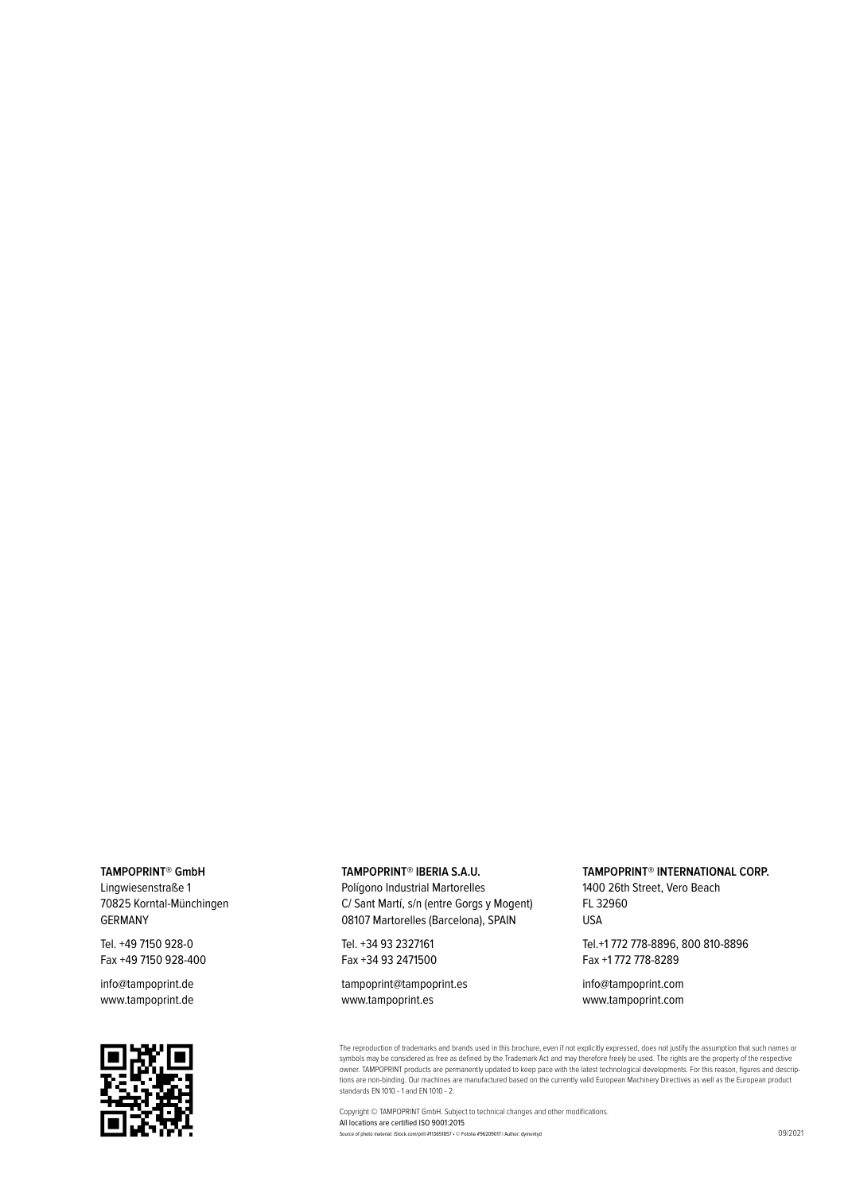**TAMPOPRINT® GmbH**
Lingwiesenstraße 1
70825 Korntal-Münchingen
GERMANY

Tel. +49 7150 928-0
Fax +49 7150 928-400

info@tampoprint.de
www.tampoprint.de

**TAMPOPRINT® IBERIA S.A.U.**
Polígono Industrial Martorelles
C/ Sant Martí, s/n (entre Gorgs y Mogent)
08107 Martorelles (Barcelona), SPAIN

Tel. +34 93 2327161
Fax +34 93 2471500

tampoprint@tampoprint.es
www.tampoprint.es

**TAMPOPRINT® INTERNATIONAL CORP.**
1400 26th Street, Vero Beach
FL 32960
USA

Tel.+1 772 778-8896, 800 810-8896
Fax +1 772 778-8289

info@tampoprint.com
www.tampoprint.com

The reproduction of trademarks and brands used in this brochure, even if not explicitly expressed, does not justify the assumption that such names or symbols may be considered as free as defined by the Trademark Act and may therefore freely be used. The rights are the property of the respective owner. TAMPOPRINT products are permanently updated to keep pace with the latest technological developments. For this reason, figures and descriptions are non-binding. Our machines are manufactured based on the currently valid European Machinery Directives as well as the European product standards EN 1010 - 1 and EN 1010 - 2.

Copyright © TAMPOPRINT GmbH. Subject to technical changes and other modifications.
All locations are certified ISO 9001:2015
Source of photo material: iStock.com/prill #113651857 • © Fotolia #96209017 | Author: dymentyd

09/2021